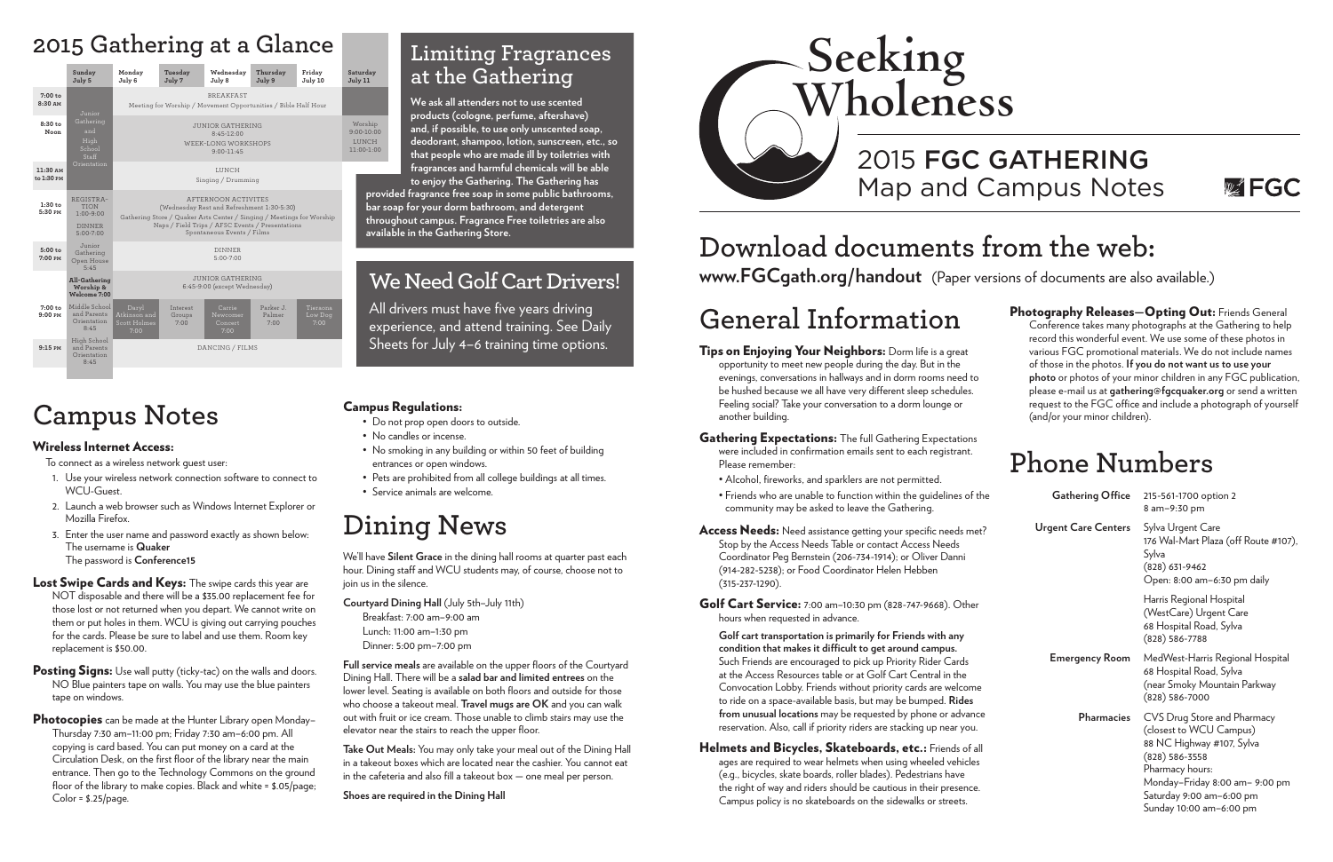# Seeking Wholeness

## 2015 FGC GATHERING
## Map and Campus Notes

FGC

## 2015 Gathering at a Glance

| | Sunday July 5 | Monday July 6 | Tuesday July 7 | Wednesday July 8 | Thursday July 9 | Friday July 10 | Saturday July 11 |
|---|---|---|---|---|---|---|---|
| 7:00 to 8:30 AM | Junior Gathering and High School Staff Orientation | BREAKFAST Meeting for Worship / Movement Opportunities / Bible Half Hour | | | | | |
| 8:30 to Noon | | JUNIOR GATHERING 8:45-12:00 WEEK-LONG WORKSHOPS 9:00-11:45 | | | | | Worship 9:00-10:00 LUNCH 11:00-1:00 |
| 11:30 AM to 1:30 PM | | LUNCH Singing / Drumming | | | | | |
| 1:30 to 5:30 PM | REGISTRATION 1:00-9:00 DINNER 5:00-7:00 | AFTERNOON ACTIVITIES (Wednesday Rest and Refreshment 1:30-5:30) Gathering Store / Quaker Arts Center / Singing / Meetings for Worship Naps / Field Trips / AFSC Events / Presentations Spontaneous Events / Films | | | | | |
| 5:00 to 7:00 PM | Junior Gathering Open House 5:45 | DINNER 5:00-7:00 | | | | | |
| | All-Gathering Worship & Welcome 7:00 | JUNIOR GATHERING 6:45-9:00 (except Wednesday) | | | | | |
| 7:00 to 9:00 PM | Middle School and Parents Orientation 8:45 | Daryl Atkinson and Scott Holmes 7:00 | Interest Groups 7:00 | Carrie Newcomer Concert 7:00 | Parker J. Palmer 7:00 | Tiersona Low Dog 7:00 | |
| 9:15 PM | High School and Parents Orientation 8:45 | DANCING / FILMS | | | | | |

## Limiting Fragrances at the Gathering

**We ask all attenders not to use scented products (cologne, perfume, aftershave) and, if possible, to use only unscented soap, deodorant, shampoo, lotion, sunscreen, etc., so that people who are made ill by toiletries with fragrances and harmful chemicals will be able to enjoy the Gathering. The Gathering has provided fragrance free soap in some public bathrooms, bar soap for your dorm bathroom, and detergent throughout campus. Fragrance Free toiletries are also available in the Gathering Store.**

## We Need Golf Cart Drivers!

All drivers must have five years driving experience, and attend training. See Daily Sheets for July 4–6 training time options.

# Campus Notes

**Wireless Internet Access:**

To connect as a wireless network guest user:

1. Use your wireless network connection software to connect to WCU-Guest.
2. Launch a web browser such as Windows Internet Explorer or Mozilla Firefox.
3. Enter the user name and password exactly as shown below: The username is **Quaker** The password is **Conference15**

**Lost Swipe Cards and Keys:** The swipe cards this year are NOT disposable and there will be a $35.00 replacement fee for those lost or not returned when you depart. We cannot write on them or put holes in them. WCU is giving out carrying pouches for the cards. Please be sure to label and use them. Room key replacement is $50.00.

**Posting Signs:** Use wall putty (ticky-tac) on the walls and doors. NO Blue painters tape on walls. You may use the blue painters tape on windows.

**Photocopies** can be made at the Hunter Library open Monday–Thursday 7:30 am–11:00 pm; Friday 7:30 am–6:00 pm. All copying is card based. You can put money on a card at the Circulation Desk, on the first floor of the library near the main entrance. Then go to the Technology Commons on the ground floor of the library to make copies. Black and white = $.05/page; Color = $.25/page.

**Campus Regulations:**

- Do not prop open doors to outside.
- No candles or incense.
- No smoking in any building or within 50 feet of building entrances or open windows.
- Pets are prohibited from all college buildings at all times.
- Service animals are welcome.

# Dining News

We'll have **Silent Grace** in the dining hall rooms at quarter past each hour. Dining staff and WCU students may, of course, choose not to join us in the silence.

**Courtyard Dining Hall** (July 5th–July 11th)
Breakfast: 7:00 am–9:00 am
Lunch: 11:00 am–1:30 pm
Dinner: 5:00 pm–7:00 pm

**Full service meals** are available on the upper floors of the Courtyard Dining Hall. There will be a **salad bar and limited entrees** on the lower level. Seating is available on both floors and outside for those who choose a takeout meal. **Travel mugs are OK** and you can walk out with fruit or ice cream. Those unable to climb stairs may use the elevator near the stairs to reach the upper floor.

**Take Out Meals:** You may only take your meal out of the Dining Hall in a takeout boxes which are located near the cashier. You cannot eat in the cafeteria and also fill a takeout box — one meal per person.

**Shoes are required in the Dining Hall**

# Download documents from the web:

**www.FGCgath.org/handout** (Paper versions of documents are also available.)

# General Information

**Tips on Enjoying Your Neighbors:** Dorm life is a great opportunity to meet new people during the day. But in the evenings, conversations in hallways and in dorm rooms need to be hushed because we all have very different sleep schedules. Feeling social? Take your conversation to a dorm lounge or another building.

**Gathering Expectations:** The full Gathering Expectations were included in confirmation emails sent to each registrant. Please remember:

- Alcohol, fireworks, and sparklers are not permitted.
- Friends who are unable to function within the guidelines of the community may be asked to leave the Gathering.

**Access Needs:** Need assistance getting your specific needs met? Stop by the Access Needs Table or contact Access Needs Coordinator Peg Bernstein (206-734-1914); or Oliver Danni (914-282-5238); or Food Coordinator Helen Hebben (315-237-1290).

**Golf Cart Service:** 7:00 am–10:30 pm (828-747-9668). Other hours when requested in advance.

**Golf cart transportation is primarily for Friends with any condition that makes it difficult to get around campus.** Such Friends are encouraged to pick up Priority Rider Cards at the Access Resources table or at Golf Cart Central in the Convocation Lobby. Friends without priority cards are welcome to ride on a space-available basis, but may be bumped. **Rides from unusual locations** may be requested by phone or advance reservation. Also, call if priority riders are stacking up near you.

**Helmets and Bicycles, Skateboards, etc.:** Friends of all ages are required to wear helmets when using wheeled vehicles (e.g., bicycles, skate boards, roller blades). Pedestrians have the right of way and riders should be cautious in their presence. Campus policy is no skateboards on the sidewalks or streets.

**Photography Releases—Opting Out:** Friends General Conference takes many photographs at the Gathering to help record this wonderful event. We use some of these photos in various FGC promotional materials. We do not include names of those in the photos. **If you do not want us to use your photo** or photos of your minor children in any FGC publication, please e-mail us at **gathering@fgcquaker.org** or send a written request to the FGC office and include a photograph of yourself (and/or your minor children).

# Phone Numbers

| | |
|---|---|
| **Gathering Office** | 215-561-1700 option 2<br>8 am–9:30 pm |
| **Urgent Care Centers** | Sylva Urgent Care<br>176 Wal-Mart Plaza (off Route #107), Sylva<br>(828) 631-9462<br>Open: 8:00 am–6:30 pm daily |
| | Harris Regional Hospital (WestCare) Urgent Care<br>68 Hospital Road, Sylva<br>(828) 586-7788 |
| **Emergency Room** | MedWest-Harris Regional Hospital<br>68 Hospital Road, Sylva<br>(near Smoky Mountain Parkway)<br>(828) 586-7000 |
| **Pharmacies** | CVS Drug Store and Pharmacy (closest to WCU Campus)<br>88 NC Highway #107, Sylva<br>(828) 586-3558<br>Pharmacy hours:<br>Monday–Friday 8:00 am– 9:00 pm<br>Saturday 9:00 am–6:00 pm<br>Sunday 10:00 am–6:00 pm |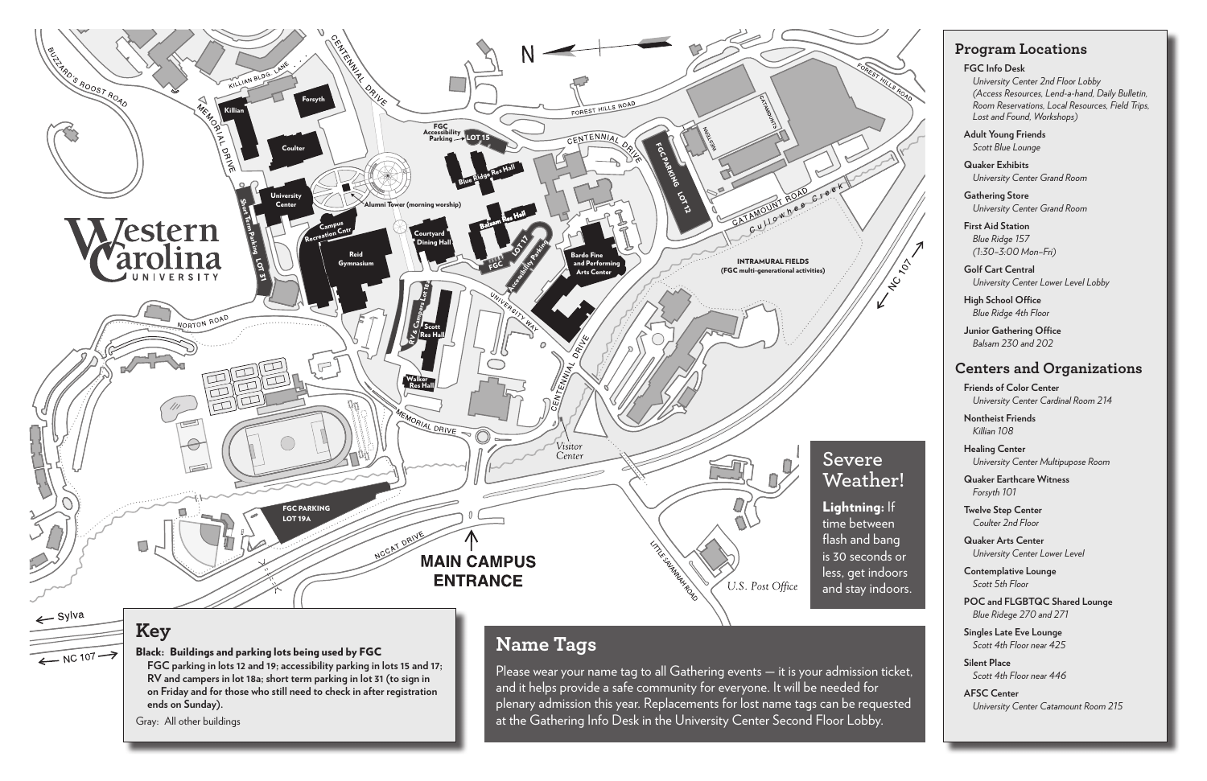## Program Locations

**FGC Info Desk**
*University Center 2nd Floor Lobby (Access Resources, Lend-a-hand, Daily Bulletin, Room Reservations, Local Resources, Field Trips, Lost and Found, Workshops)*

**Adult Young Friends**
*Scott Blue Lounge*

**Quaker Exhibits**
*University Center Grand Room*

**Gathering Store**
*University Center Grand Room*

**First Aid Station**
*Blue Ridge 157 (1:30–3:00 Mon–Fri)*

**Golf Cart Central**
*University Center Lower Level Lobby*

**High School Office**
*Blue Ridge 4th Floor*

**Junior Gathering Office**
*Balsam 230 and 202*

## Centers and Organizations

**Friends of Color Center**
*University Center Cardinal Room 214*

**Nontheist Friends**
*Killian 108*

**Healing Center**
*University Center Multipupose Room*

**Quaker Earthcare Witness**
*Forsyth 101*

**Twelve Step Center**
*Coulter 2nd Floor*

**Quaker Arts Center**
*University Center Lower Level*

**Contemplative Lounge**
*Scott 5th Floor*

**POC and FLGBTQC Shared Lounge**
*Blue Ridege 270 and 271*

**Singles Late Eve Lounge**
*Scott 4th Floor near 425*

**Silent Place**
*Scott 4th Floor near 446*

**AFSC Center**
*University Center Catamount Room 215*

## Severe Weather!

**Lightning:** If time between flash and bang is 30 seconds or less, get indoors and stay indoors.

## Name Tags

Please wear your name tag to all Gathering events — it is your admission ticket, and it helps provide a safe community for everyone. It will be needed for plenary admission this year. Replacements for lost name tags can be requested at the Gathering Info Desk in the University Center Second Floor Lobby.

## Key

**Black: Buildings and parking lots being used by FGC**
**FGC parking in lots 12 and 19; accessibility parking in lots 15 and 17; RV and campers in lot 18a; short term parking in lot 31 (to sign in on Friday and for those who still need to check in after registration ends on Sunday).**

Gray: All other buildings

Western Carolina University

MAIN CAMPUS ENTRANCE

N

Buzzard's Roost Road
Killian Bldg. Lane
Memorial Drive
Centennial Drive
Forest Hills Road
Catamount Road
Cullowhee Creek
Norton Road
University Way
NCCAT Drive
Little Savannah Road
NC 107
Sylva

Killian
Forsyth
Coulter
University Center
Short Term Parking LOT 31
Alumni Tower (morning worship)
Campus Recreation Cntr
Reid Gymnasium
Courtyard Dining Hall
FGC Accessibility Parking
LOT 15
Blue Ridge Res Hall
Balsam Res Hall
FGC LOT 17 Accessibility Parking
Bardo Fine and Performing Arts Center
FGC PARKING LOT 12
Catamounts
Ramsey
INTRAMURAL FIELDS (FGC multi-generational activities)
RV & Campers Lot 18a
Scott Res Hall
Walker Res Hall
FGC PARKING LOT 19A
Visitor Center
U.S. Post Office